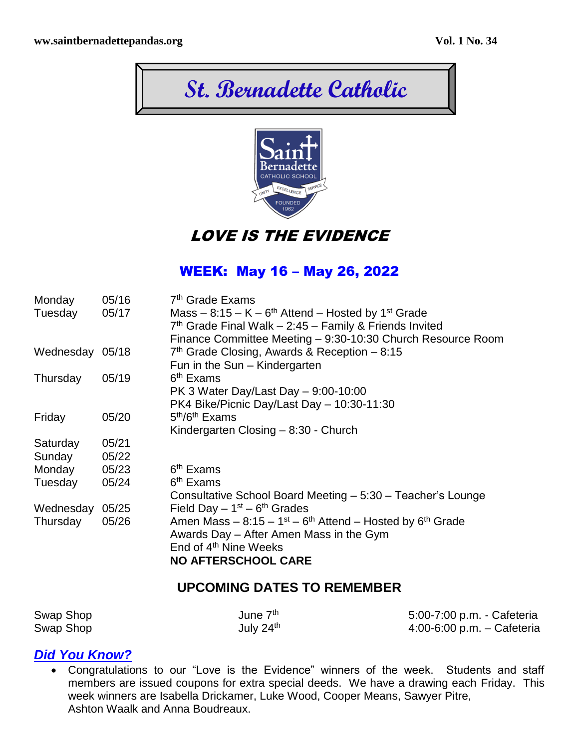ww.saintbernadettepandas.org Vol. 1 No. 34

# St. Bernadette Catholic

## LOVE IS THE EVIDENCE

### WEEK: May 16 – May 26, 2022

| | | |
|---|---|---|
| Monday | 05/16 | 7th Grade Exams |
| Tuesday | 05/17 | Mass – 8:15 – K – 6th Attend – Hosted by 1st Grade |
| | | 7th Grade Final Walk – 2:45 – Family & Friends Invited |
| | | Finance Committee Meeting – 9:30-10:30 Church Resource Room |
| Wednesday | 05/18 | 7th Grade Closing, Awards & Reception – 8:15 |
| | | Fun in the Sun – Kindergarten |
| Thursday | 05/19 | 6th Exams |
| | | PK 3 Water Day/Last Day – 9:00-10:00 |
| | | PK4 Bike/Picnic Day/Last Day – 10:30-11:30 |
| Friday | 05/20 | 5th/6th Exams |
| | | Kindergarten Closing – 8:30 - Church |
| Saturday | 05/21 | |
| Sunday | 05/22 | |
| Monday | 05/23 | 6th Exams |
| Tuesday | 05/24 | 6th Exams |
| | | Consultative School Board Meeting – 5:30 – Teacher's Lounge |
| Wednesday | 05/25 | Field Day – 1st – 6th Grades |
| Thursday | 05/26 | Amen Mass – 8:15 – 1st – 6th Attend – Hosted by 6th Grade |
| | | Awards Day – After Amen Mass in the Gym |
| | | End of 4th Nine Weeks |
| | | **NO AFTERSCHOOL CARE** |

### UPCOMING DATES TO REMEMBER

| | | |
|---|---|---|
| Swap Shop | June 7th | 5:00-7:00 p.m. - Cafeteria |
| Swap Shop | July 24th | 4:00-6:00 p.m. – Cafeteria |

### *Did You Know?*

- Congratulations to our "Love is the Evidence" winners of the week. Students and staff members are issued coupons for extra special deeds. We have a drawing each Friday. This week winners are Isabella Drickamer, Luke Wood, Cooper Means, Sawyer Pitre, Ashton Waalk and Anna Boudreaux.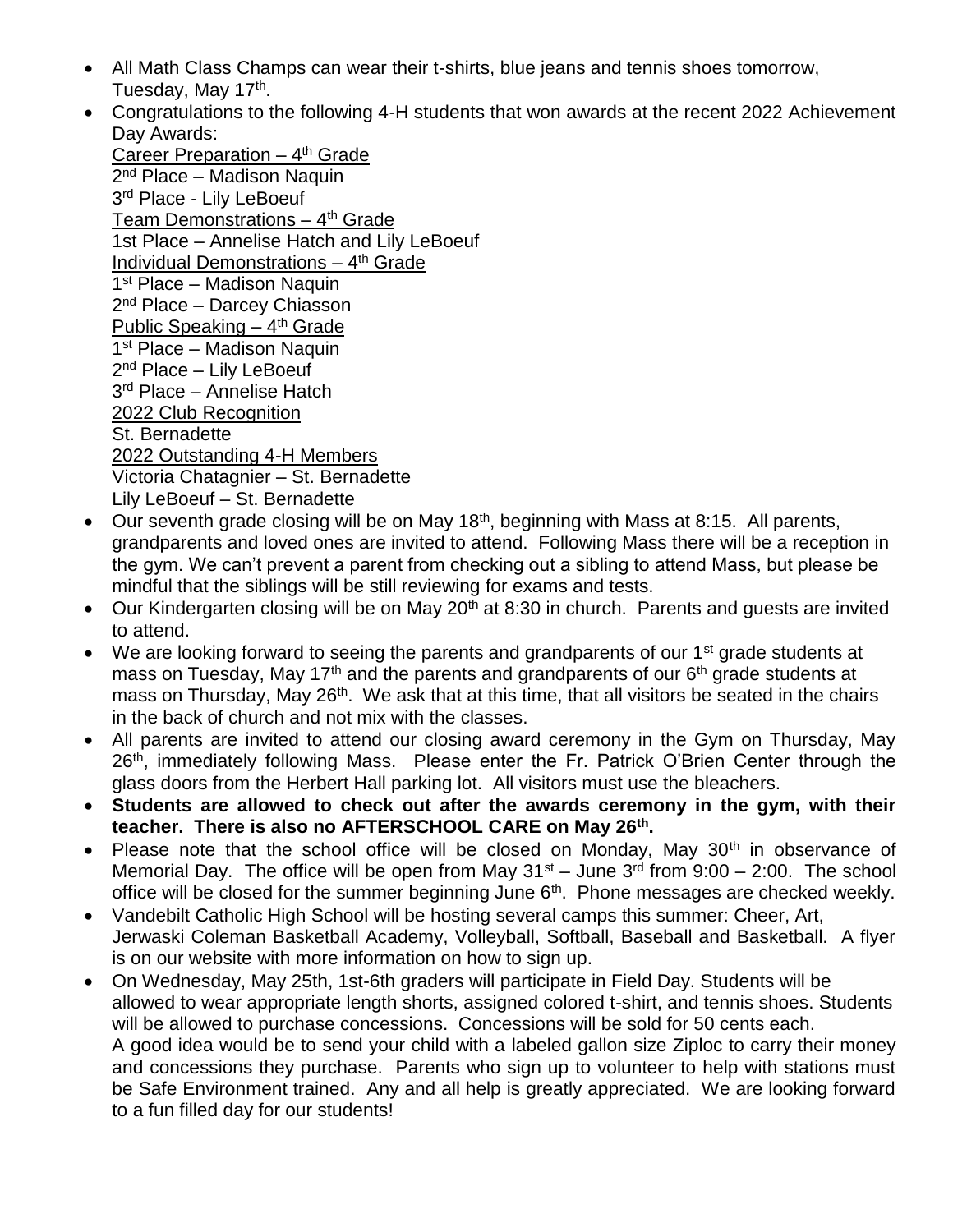- All Math Class Champs can wear their t-shirts, blue jeans and tennis shoes tomorrow, Tuesday, May 17th.
- Congratulations to the following 4-H students that won awards at the recent 2022 Achievement Day Awards:
  <u>Career Preparation – 4th Grade</u>
  2nd Place – Madison Naquin
  3rd Place - Lily LeBoeuf
  <u>Team Demonstrations – 4th Grade</u>
  1st Place – Annelise Hatch and Lily LeBoeuf
  <u>Individual Demonstrations – 4th Grade</u>
  1st Place – Madison Naquin
  2nd Place – Darcey Chiasson
  <u>Public Speaking – 4th Grade</u>
  1st Place – Madison Naquin
  2nd Place – Lily LeBoeuf
  3rd Place – Annelise Hatch
  <u>2022 Club Recognition</u>
  St. Bernadette
  <u>2022 Outstanding 4-H Members</u>
  Victoria Chatagnier – St. Bernadette
  Lily LeBoeuf – St. Bernadette
- Our seventh grade closing will be on May 18th, beginning with Mass at 8:15. All parents, grandparents and loved ones are invited to attend. Following Mass there will be a reception in the gym. We can't prevent a parent from checking out a sibling to attend Mass, but please be mindful that the siblings will be still reviewing for exams and tests.
- Our Kindergarten closing will be on May 20th at 8:30 in church. Parents and guests are invited to attend.
- We are looking forward to seeing the parents and grandparents of our 1st grade students at mass on Tuesday, May 17th and the parents and grandparents of our 6th grade students at mass on Thursday, May 26th. We ask that at this time, that all visitors be seated in the chairs in the back of church and not mix with the classes.
- All parents are invited to attend our closing award ceremony in the Gym on Thursday, May 26th, immediately following Mass. Please enter the Fr. Patrick O'Brien Center through the glass doors from the Herbert Hall parking lot. All visitors must use the bleachers.
- **Students are allowed to check out after the awards ceremony in the gym, with their teacher. There is also no AFTERSCHOOL CARE on May 26th.**
- Please note that the school office will be closed on Monday, May 30th in observance of Memorial Day. The office will be open from May 31st – June 3rd from 9:00 – 2:00. The school office will be closed for the summer beginning June 6th. Phone messages are checked weekly.
- Vandebilt Catholic High School will be hosting several camps this summer: Cheer, Art, Jerwaski Coleman Basketball Academy, Volleyball, Softball, Baseball and Basketball. A flyer is on our website with more information on how to sign up.
- On Wednesday, May 25th, 1st-6th graders will participate in Field Day. Students will be allowed to wear appropriate length shorts, assigned colored t-shirt, and tennis shoes. Students will be allowed to purchase concessions. Concessions will be sold for 50 cents each.
  A good idea would be to send your child with a labeled gallon size Ziploc to carry their money and concessions they purchase. Parents who sign up to volunteer to help with stations must be Safe Environment trained. Any and all help is greatly appreciated. We are looking forward to a fun filled day for our students!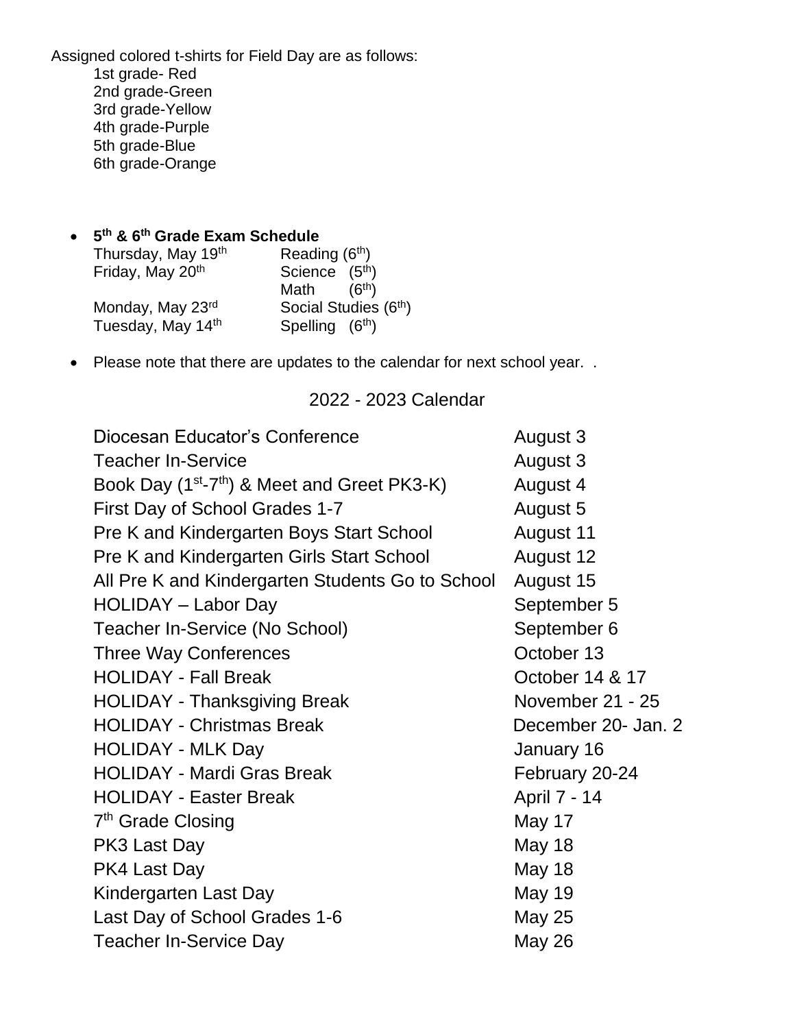Assigned colored t-shirts for Field Day are as follows:

1st grade- Red
2nd grade-Green
3rd grade-Yellow
4th grade-Purple
5th grade-Blue
6th grade-Orange

- **5th & 6th Grade Exam Schedule**

| | |
|---|---|
| Thursday, May 19th | Reading (6th) |
| Friday, May 20th | Science (5th) |
| | Math (6th) |
| Monday, May 23rd | Social Studies (6th) |
| Tuesday, May 14th | Spelling (6th) |

- Please note that there are updates to the calendar for next school year. .

## 2022 - 2023 Calendar

| | |
|---|---|
| Diocesan Educator's Conference | August 3 |
| Teacher In-Service | August 3 |
| Book Day (1st-7th) & Meet and Greet PK3-K) | August 4 |
| First Day of School Grades 1-7 | August 5 |
| Pre K and Kindergarten Boys Start School | August 11 |
| Pre K and Kindergarten Girls Start School | August 12 |
| All Pre K and Kindergarten Students Go to School | August 15 |
| HOLIDAY – Labor Day | September 5 |
| Teacher In-Service (No School) | September 6 |
| Three Way Conferences | October 13 |
| HOLIDAY - Fall Break | October 14 & 17 |
| HOLIDAY - Thanksgiving Break | November 21 - 25 |
| HOLIDAY - Christmas Break | December 20- Jan. 2 |
| HOLIDAY - MLK Day | January 16 |
| HOLIDAY - Mardi Gras Break | February 20-24 |
| HOLIDAY - Easter Break | April 7 - 14 |
| 7th Grade Closing | May 17 |
| PK3 Last Day | May 18 |
| PK4 Last Day | May 18 |
| Kindergarten Last Day | May 19 |
| Last Day of School Grades 1-6 | May 25 |
| Teacher In-Service Day | May 26 |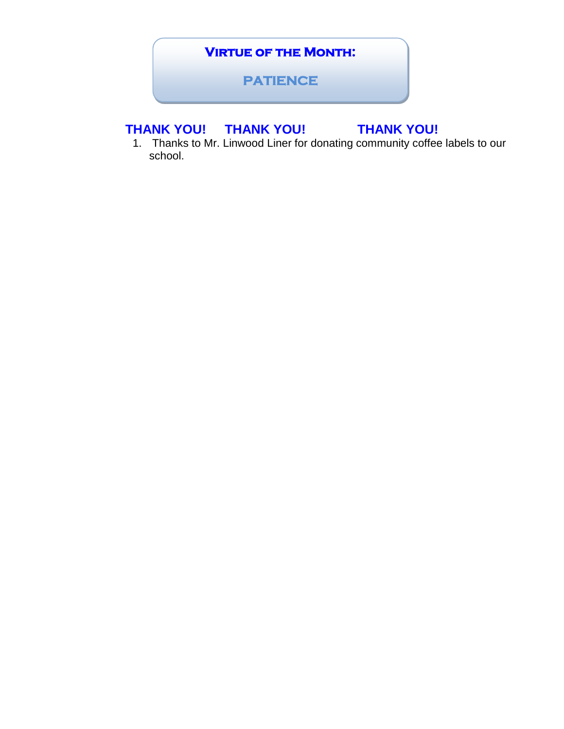## Virtue of the Month:

## PATIENCE

**THANK YOU! THANK YOU! THANK YOU!**

1. Thanks to Mr. Linwood Liner for donating community coffee labels to our school.